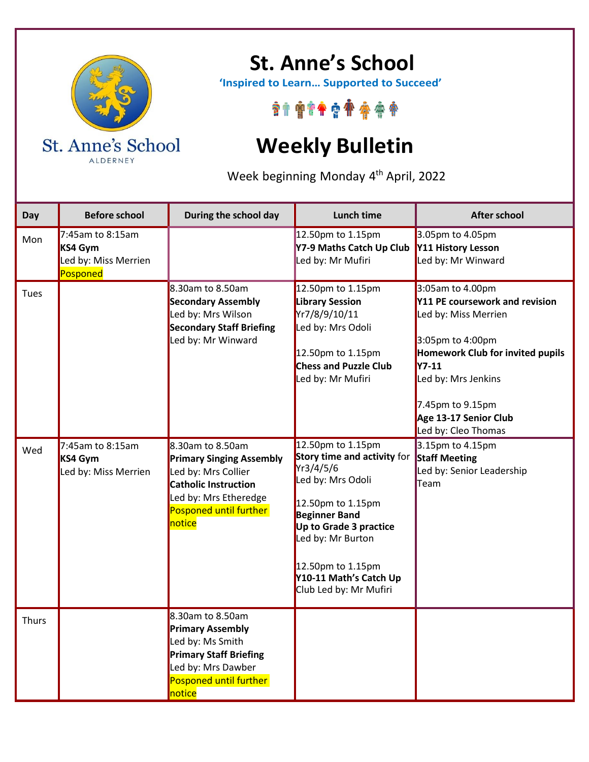St. Anne's School
ALDERNEY

# St. Anne's School

**'Inspired to Learn… Supported to Succeed'**

# Weekly Bulletin

Week beginning Monday 4th April, 2022

| Day | Before school | During the school day | Lunch time | After school |
|---|---|---|---|---|
| Mon | 7:45am to 8:15am<br>**KS4 Gym**<br>Led by: Miss Merrien<br>Posponed | | 12.50pm to 1.15pm<br>**Y7-9 Maths Catch Up Club**<br>Led by: Mr Mufiri | 3.05pm to 4.05pm<br>**Y11 History Lesson**<br>Led by: Mr Winward |
| Tues | | 8.30am to 8.50am<br>**Secondary Assembly**<br>Led by: Mrs Wilson<br>**Secondary Staff Briefing**<br>Led by: Mr Winward | 12.50pm to 1.15pm<br>**Library Session**<br>Yr7/8/9/10/11<br>Led by: Mrs Odoli<br><br>12.50pm to 1.15pm<br>**Chess and Puzzle Club**<br>Led by: Mr Mufiri | 3:05am to 4.00pm<br>**Y11 PE coursework and revision**<br>Led by: Miss Merrien<br><br>3:05pm to 4:00pm<br>**Homework Club for invited pupils Y7-11**<br>Led by: Mrs Jenkins<br><br>7.45pm to 9.15pm<br>**Age 13-17 Senior Club**<br>Led by: Cleo Thomas |
| Wed | 7:45am to 8:15am<br>**KS4 Gym**<br>Led by: Miss Merrien | 8.30am to 8.50am<br>**Primary Singing Assembly**<br>Led by: Mrs Collier<br>**Catholic Instruction**<br>Led by: Mrs Etheredge<br>Posponed until further notice | 12.50pm to 1.15pm<br>**Story time and activity** for Yr3/4/5/6<br>Led by: Mrs Odoli<br><br>12.50pm to 1.15pm<br>**Beginner Band**<br>**Up to Grade 3 practice**<br>Led by: Mr Burton<br><br>12.50pm to 1.15pm<br>**Y10-11 Math's Catch Up** Club Led by: Mr Mufiri | 3.15pm to 4.15pm<br>**Staff Meeting**<br>Led by: Senior Leadership Team |
| Thurs | | 8.30am to 8.50am<br>**Primary Assembly**<br>Led by: Ms Smith<br>**Primary Staff Briefing**<br>Led by: Mrs Dawber<br>Posponed until further notice | | |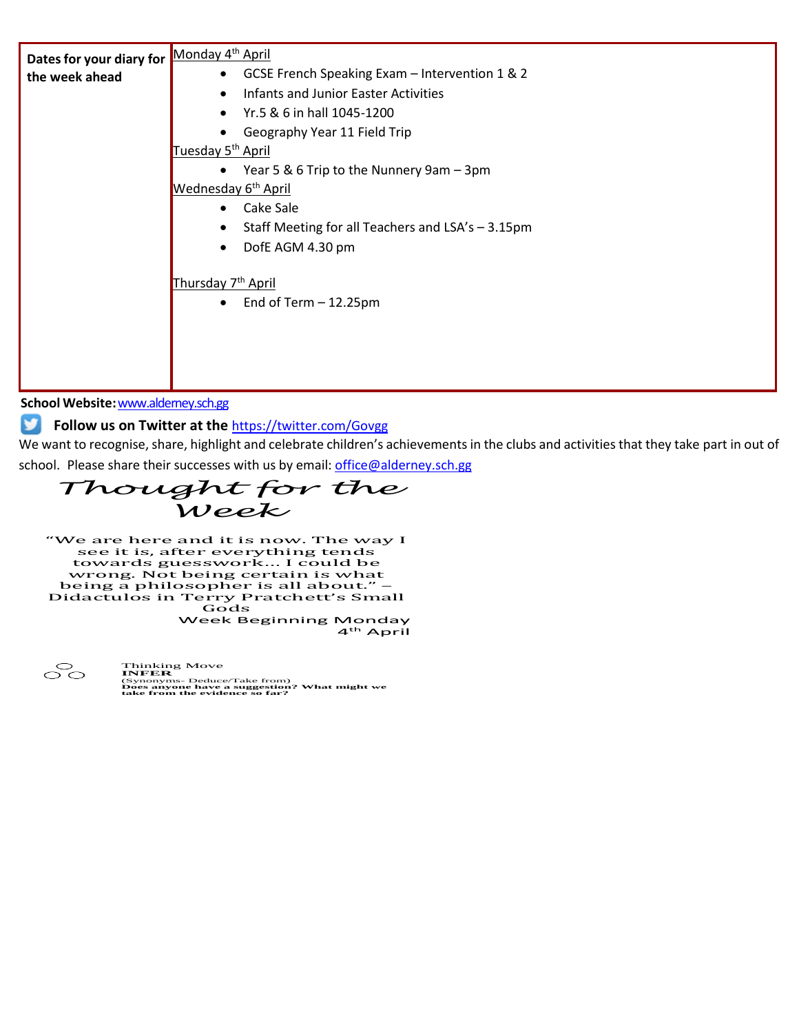| Dates for your diary for the week ahead | Monday 4th April<br>• GCSE French Speaking Exam – Intervention 1 & 2<br>• Infants and Junior Easter Activities<br>• Yr.5 & 6 in hall 1045-1200<br>• Geography Year 11 Field Trip<br>Tuesday 5th April<br>• Year 5 & 6 Trip to the Nunnery 9am – 3pm<br>Wednesday 6th April<br>• Cake Sale<br>• Staff Meeting for all Teachers and LSA's – 3.15pm<br>• DofE AGM 4.30 pm<br>Thursday 7th April<br>• End of Term – 12.25pm |
|---|---|

**School Website:** www.alderney.sch.gg

**Follow us on Twitter at the** https://twitter.com/Govgg

We want to recognise, share, highlight and celebrate children's achievements in the clubs and activities that they take part in out of school. Please share their successes with us by email: office@alderney.sch.gg

# Thought for the Week

"We are here and it is now. The way I see it is, after everything tends towards guesswork… I could be wrong. Not being certain is what being a philosopher is all about." – Didactulos in Terry Pratchett's Small Gods

Week Beginning Monday 4th April

Thinking Move
**INFER**
(Synonyms- Deduce/Take from)
**Does anyone have a suggestion? What might we take from the evidence so far?**